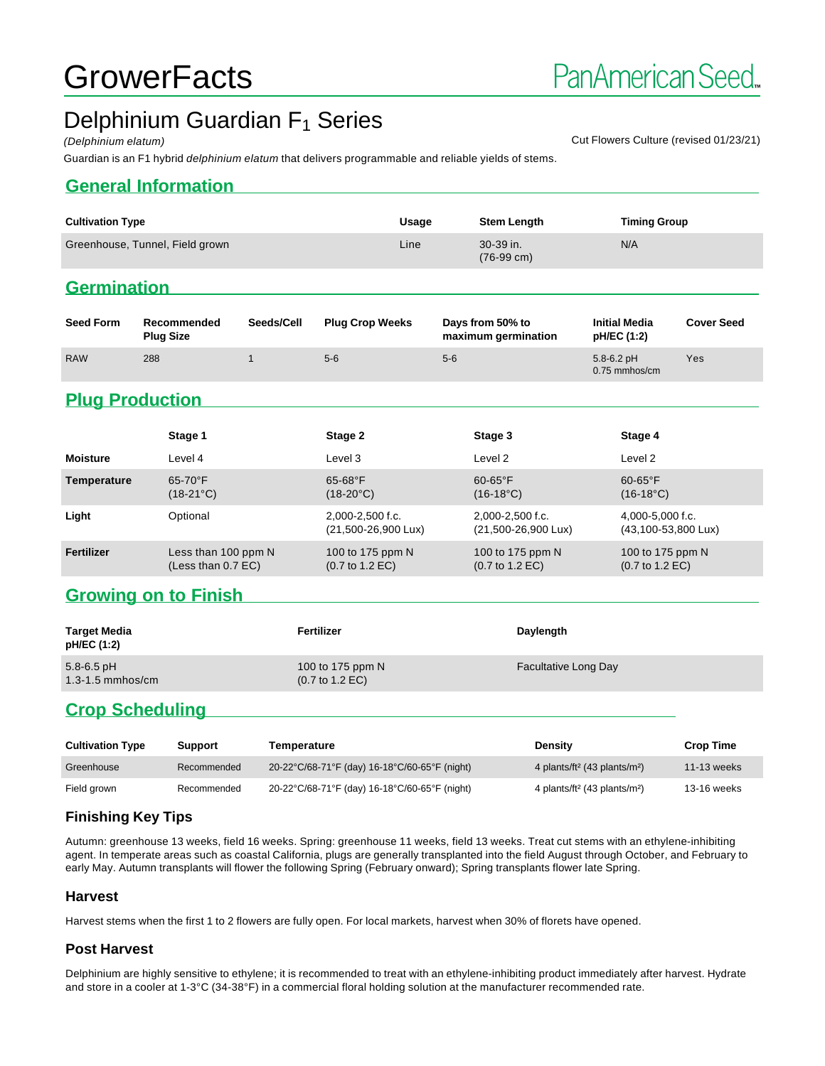# GrowerFacts

PanAmerican Seed

## Delphinium Guardian $F_1$ Series

*(Delphinium elatum)*

Cut Flowers Culture (revised 01/23/21)

Guardian is an F1 hybrid *delphinium elatum* that delivers programmable and reliable yields of stems.

## General Information

| Cultivation Type | Usage | Stem Length | Timing Group |
|---|---|---|---|
| Greenhouse, Tunnel, Field grown | Line | 30-39 in. (76-99 cm) | N/A |

## Germination

| Seed Form | Recommended Plug Size | Seeds/Cell | Plug Crop Weeks | Days from 50% to maximum germination | Initial Media pH/EC (1:2) | Cover Seed |
|---|---|---|---|---|---|---|
| RAW | 288 | 1 | 5-6 | 5-6 | 5.8-6.2 pH 0.75 mmhos/cm | Yes |

## Plug Production

| | Stage 1 | Stage 2 | Stage 3 | Stage 4 |
|---|---|---|---|---|
| **Moisture** | Level 4 | Level 3 | Level 2 | Level 2 |
| **Temperature** | 65-70°F (18-21°C) | 65-68°F (18-20°C) | 60-65°F (16-18°C) | 60-65°F (16-18°C) |
| **Light** | Optional | 2,000-2,500 f.c. (21,500-26,900 Lux) | 2,000-2,500 f.c. (21,500-26,900 Lux) | 4,000-5,000 f.c. (43,100-53,800 Lux) |
| **Fertilizer** | Less than 100 ppm N (Less than 0.7 EC) | 100 to 175 ppm N (0.7 to 1.2 EC) | 100 to 175 ppm N (0.7 to 1.2 EC) | 100 to 175 ppm N (0.7 to 1.2 EC) |

## Growing on to Finish

| Target Media pH/EC (1:2) | Fertilizer | Daylength |
|---|---|---|
| 5.8-6.5 pH 1.3-1.5 mmhos/cm | 100 to 175 ppm N (0.7 to 1.2 EC) | Facultative Long Day |

## Crop Scheduling

| Cultivation Type | Support | Temperature | Density | Crop Time |
|---|---|---|---|---|
| Greenhouse | Recommended | 20-22°C/68-71°F (day) 16-18°C/60-65°F (night) | 4 plants/ft² (43 plants/m²) | 11-13 weeks |
| Field grown | Recommended | 20-22°C/68-71°F (day) 16-18°C/60-65°F (night) | 4 plants/ft² (43 plants/m²) | 13-16 weeks |

### Finishing Key Tips

Autumn: greenhouse 13 weeks, field 16 weeks. Spring: greenhouse 11 weeks, field 13 weeks. Treat cut stems with an ethylene-inhibiting agent. In temperate areas such as coastal California, plugs are generally transplanted into the field August through October, and February to early May. Autumn transplants will flower the following Spring (February onward); Spring transplants flower late Spring.

### Harvest

Harvest stems when the first 1 to 2 flowers are fully open. For local markets, harvest when 30% of florets have opened.

### Post Harvest

Delphinium are highly sensitive to ethylene; it is recommended to treat with an ethylene-inhibiting product immediately after harvest. Hydrate and store in a cooler at 1-3°C (34-38°F) in a commercial floral holding solution at the manufacturer recommended rate.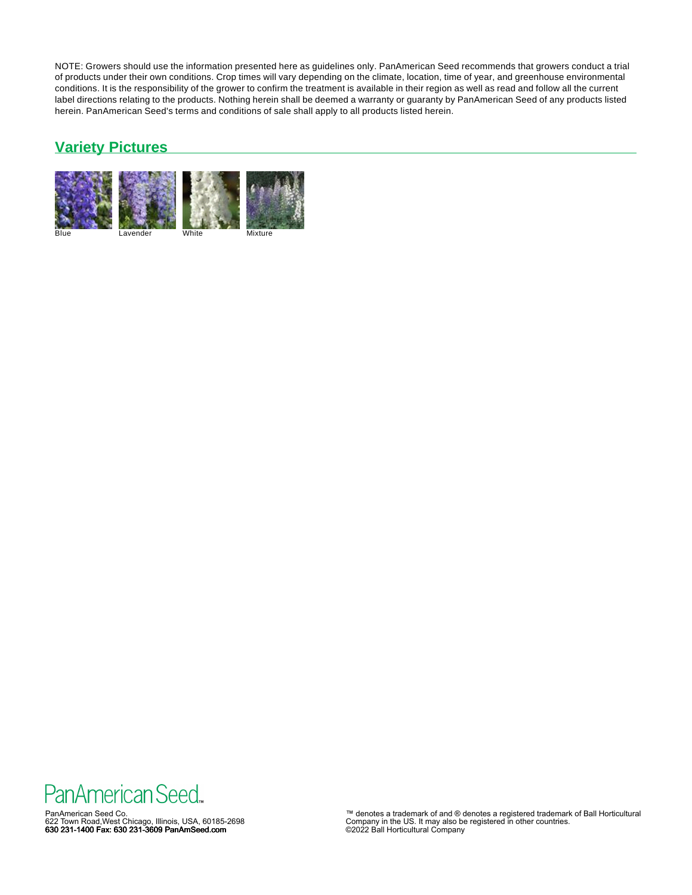NOTE: Growers should use the information presented here as guidelines only. PanAmerican Seed recommends that growers conduct a trial of products under their own conditions. Crop times will vary depending on the climate, location, time of year, and greenhouse environmental conditions. It is the responsibility of the grower to confirm the treatment is available in their region as well as read and follow all the current label directions relating to the products. Nothing herein shall be deemed a warranty or guaranty by PanAmerican Seed of any products listed herein. PanAmerican Seed's terms and conditions of sale shall apply to all products listed herein.

## Variety Pictures

Blue

Lavender

White

Mixture

PanAmerican Seed.

PanAmerican Seed Co.
622 Town Road,West Chicago, Illinois, USA, 60185-2698
**630 231-1400 Fax: 630 231-3609 PanAmSeed.com**

™ denotes a trademark of and ® denotes a registered trademark of Ball Horticultural Company in the US. It may also be registered in other countries.
©2022 Ball Horticultural Company